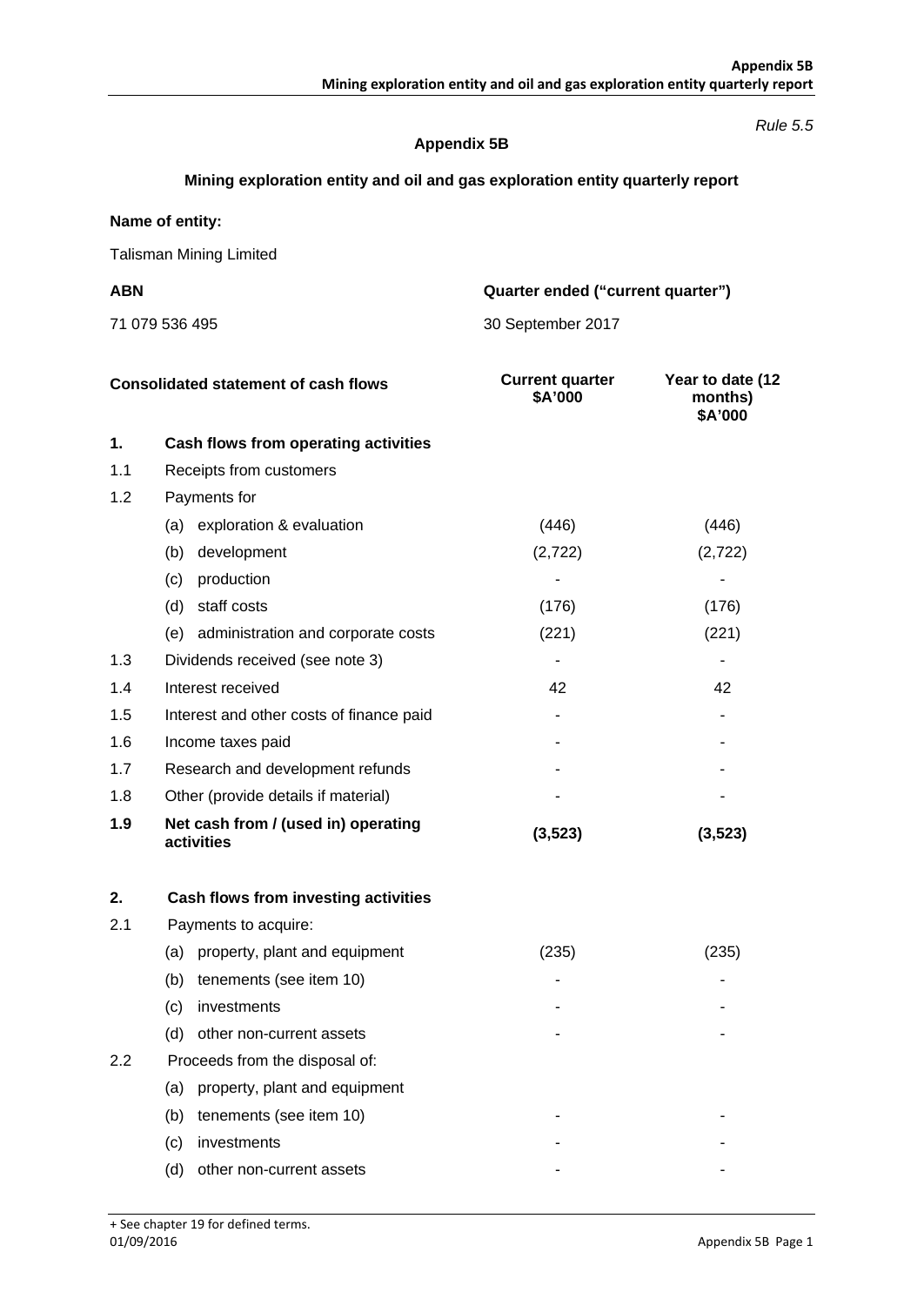*Rule 5.5*

# Appendix 5B

## Mining exploration entity and oil and gas exploration entity quarterly report

**Name of entity:**

Talisman Mining Limited

| **ABN** | **Quarter ended ("current quarter")** |
|---|---|
| 71 079 536 495 | 30 September 2017 |

| | **Consolidated statement of cash flows** | **Current quarter $A'000** | **Year to date (12 months) $A'000** |
|---|---|---|---|
| **1.** | **Cash flows from operating activities** | | |
| 1.1 | Receipts from customers | | |
| 1.2 | Payments for | | |
| | (a) exploration & evaluation | (446) | (446) |
| | (b) development | (2,722) | (2,722) |
| | (c) production | - | - |
| | (d) staff costs | (176) | (176) |
| | (e) administration and corporate costs | (221) | (221) |
| 1.3 | Dividends received (see note 3) | - | - |
| 1.4 | Interest received | 42 | 42 |
| 1.5 | Interest and other costs of finance paid | - | - |
| 1.6 | Income taxes paid | - | - |
| 1.7 | Research and development refunds | - | - |
| 1.8 | Other (provide details if material) | - | - |
| **1.9** | **Net cash from / (used in) operating activities** | **(3,523)** | **(3,523)** |
| | | | |
| **2.** | **Cash flows from investing activities** | | |
| 2.1 | Payments to acquire: | | |
| | (a) property, plant and equipment | (235) | (235) |
| | (b) tenements (see item 10) | - | - |
| | (c) investments | - | - |
| | (d) other non-current assets | - | - |
| 2.2 | Proceeds from the disposal of: | | |
| | (a) property, plant and equipment | | |
| | (b) tenements (see item 10) | - | - |
| | (c) investments | - | - |
| | (d) other non-current assets | - | - |

+ See chapter 19 for defined terms.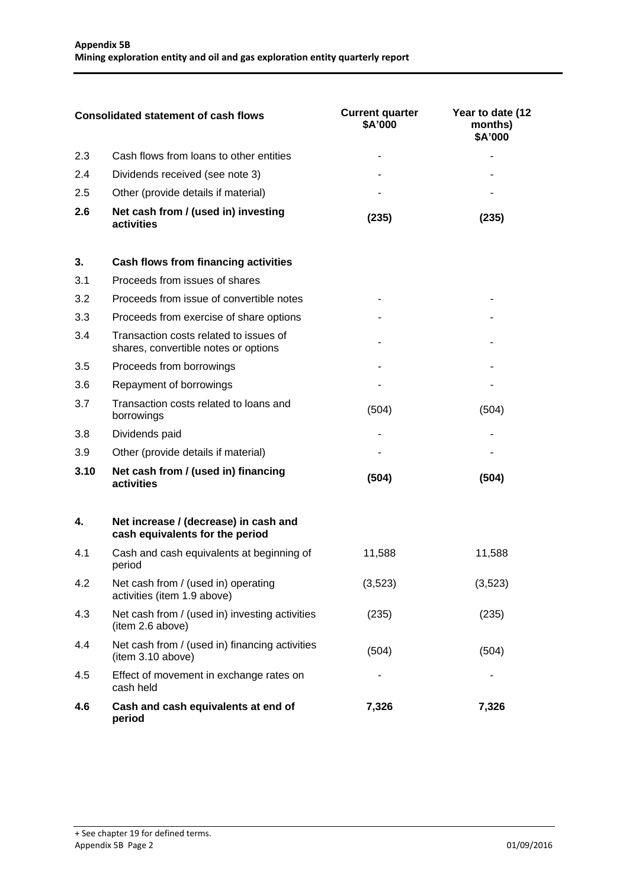| | Consolidated statement of cash flows | Current quarter \$A'000 | Year to date (12 months) \$A'000 |
|---|---|---|---|
| 2.3 | Cash flows from loans to other entities | - | - |
| 2.4 | Dividends received (see note 3) | - | - |
| 2.5 | Other (provide details if material) | - | - |
| **2.6** | **Net cash from / (used in) investing activities** | **(235)** | **(235)** |
| | | | |
| **3.** | **Cash flows from financing activities** | | |
| 3.1 | Proceeds from issues of shares | | |
| 3.2 | Proceeds from issue of convertible notes | - | - |
| 3.3 | Proceeds from exercise of share options | - | - |
| 3.4 | Transaction costs related to issues of shares, convertible notes or options | - | - |
| 3.5 | Proceeds from borrowings | - | - |
| 3.6 | Repayment of borrowings | - | - |
| 3.7 | Transaction costs related to loans and borrowings | (504) | (504) |
| 3.8 | Dividends paid | - | - |
| 3.9 | Other (provide details if material) | - | - |
| **3.10** | **Net cash from / (used in) financing activities** | **(504)** | **(504)** |
| | | | |
| **4.** | **Net increase / (decrease) in cash and cash equivalents for the period** | | |
| 4.1 | Cash and cash equivalents at beginning of period | 11,588 | 11,588 |
| 4.2 | Net cash from / (used in) operating activities (item 1.9 above) | (3,523) | (3,523) |
| 4.3 | Net cash from / (used in) investing activities (item 2.6 above) | (235) | (235) |
| 4.4 | Net cash from / (used in) financing activities (item 3.10 above) | (504) | (504) |
| 4.5 | Effect of movement in exchange rates on cash held | - | - |
| **4.6** | **Cash and cash equivalents at end of period** | **7,326** | **7,326** |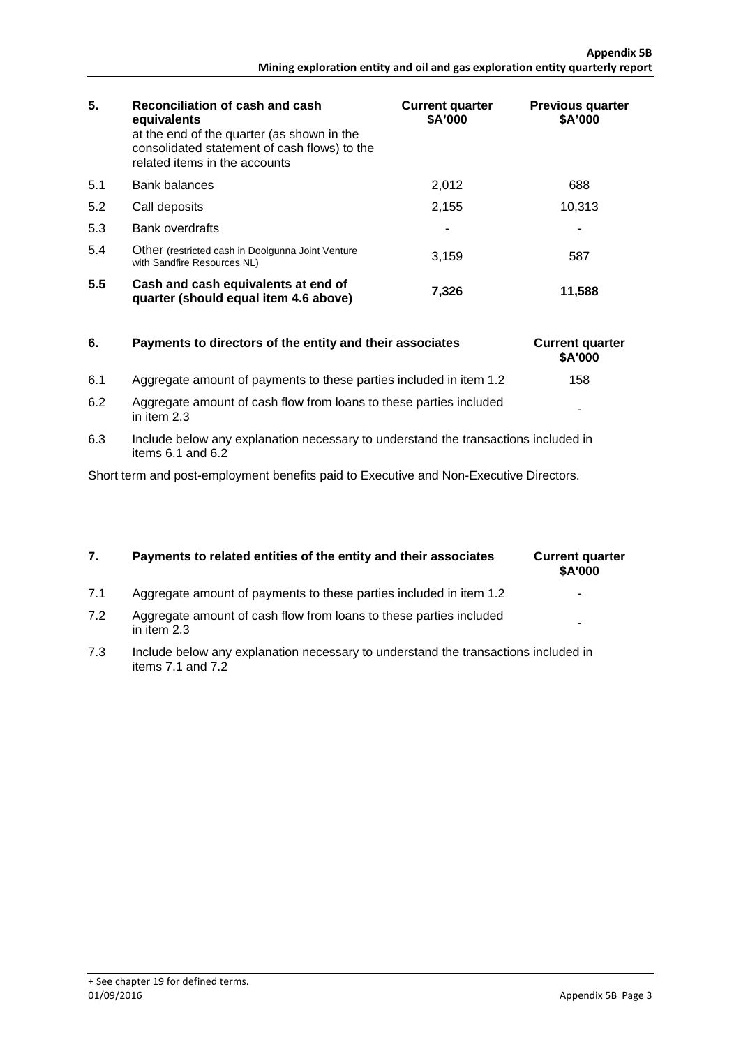| 5. | Reconciliation of cash and cash equivalents at the end of the quarter (as shown in the consolidated statement of cash flows) to the related items in the accounts | Current quarter $A'000 | Previous quarter $A'000 |
|---|---|---|---|
| 5.1 | Bank balances | 2,012 | 688 |
| 5.2 | Call deposits | 2,155 | 10,313 |
| 5.3 | Bank overdrafts | - | - |
| 5.4 | Other (restricted cash in Doolgunna Joint Venture with Sandfire Resources NL) | 3,159 | 587 |
| **5.5** | **Cash and cash equivalents at end of quarter (should equal item 4.6 above)** | **7,326** | **11,588** |

| 6. | Payments to directors of the entity and their associates | Current quarter $A'000 |
|---|---|---|
| 6.1 | Aggregate amount of payments to these parties included in item 1.2 | 158 |
| 6.2 | Aggregate amount of cash flow from loans to these parties included in item 2.3 | - |

6.3 Include below any explanation necessary to understand the transactions included in items 6.1 and 6.2

Short term and post-employment benefits paid to Executive and Non-Executive Directors.

| 7. | Payments to related entities of the entity and their associates | Current quarter $A'000 |
|---|---|---|
| 7.1 | Aggregate amount of payments to these parties included in item 1.2 | - |
| 7.2 | Aggregate amount of cash flow from loans to these parties included in item 2.3 | - |

7.3 Include below any explanation necessary to understand the transactions included in items 7.1 and 7.2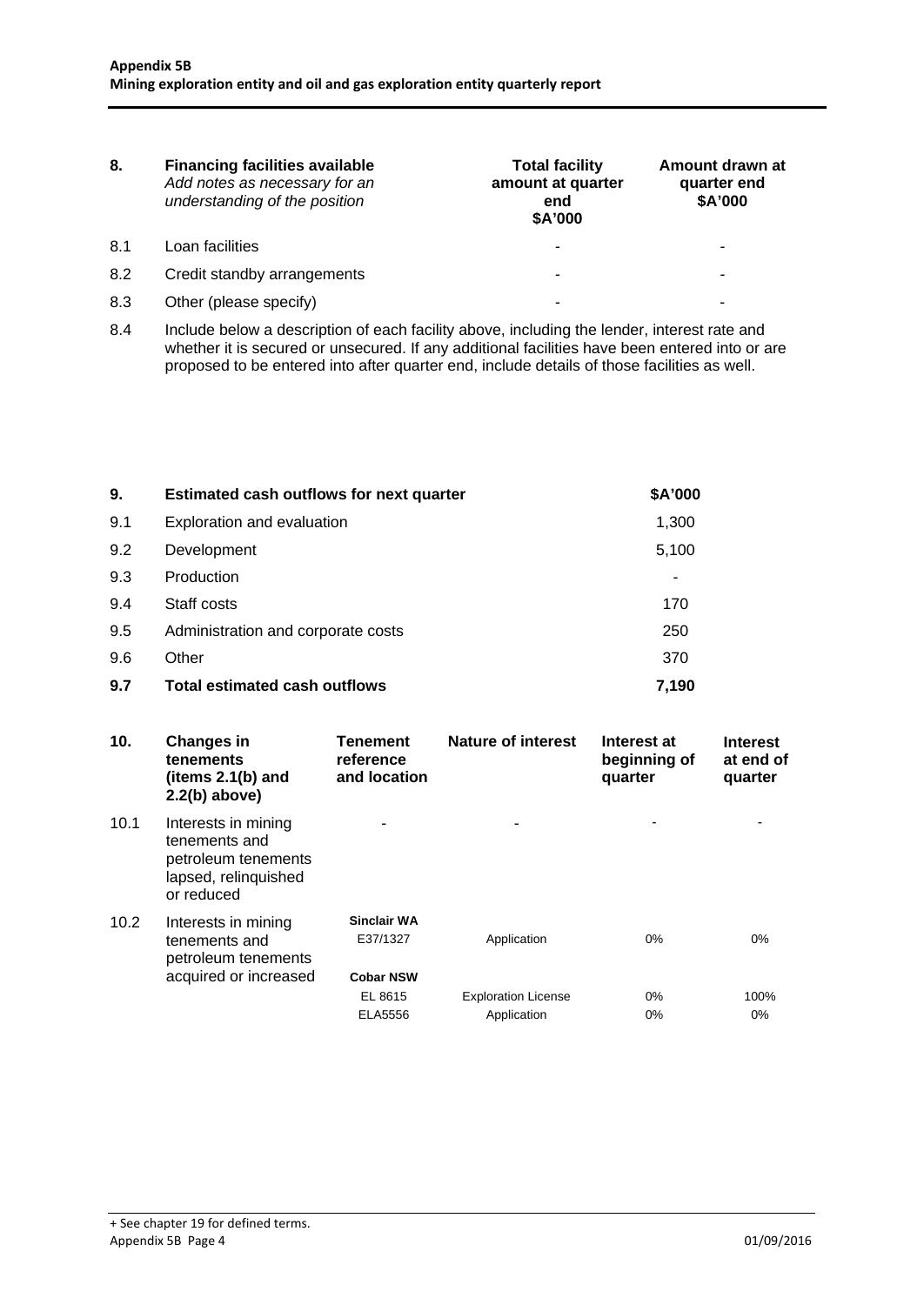| 8. | Financing facilities available *Add notes as necessary for an understanding of the position* | Total facility amount at quarter end $A'000 | Amount drawn at quarter end $A'000 |
|---|---|---|---|
| 8.1 | Loan facilities | - | - |
| 8.2 | Credit standby arrangements | - | - |
| 8.3 | Other (please specify) | - | - |

8.4 Include below a description of each facility above, including the lender, interest rate and whether it is secured or unsecured. If any additional facilities have been entered into or are proposed to be entered into after quarter end, include details of those facilities as well.

| 9. | Estimated cash outflows for next quarter | $A'000 |
|---|---|---|
| 9.1 | Exploration and evaluation | 1,300 |
| 9.2 | Development | 5,100 |
| 9.3 | Production | - |
| 9.4 | Staff costs | 170 |
| 9.5 | Administration and corporate costs | 250 |
| 9.6 | Other | 370 |
| **9.7** | **Total estimated cash outflows** | **7,190** |

| 10. | Changes in tenements (items 2.1(b) and 2.2(b) above) | Tenement reference and location | Nature of interest | Interest at beginning of quarter | Interest at end of quarter |
|---|---|---|---|---|---|
| 10.1 | Interests in mining tenements and petroleum tenements lapsed, relinquished or reduced | - | - | - | - |
| 10.2 | Interests in mining tenements and petroleum tenements acquired or increased | **Sinclair WA** | | | |
| | | E37/1327 | Application | 0% | 0% |
| | | **Cobar NSW** | | | |
| | | EL 8615 | Exploration License | 0% | 100% |
| | | ELA5556 | Application | 0% | 0% |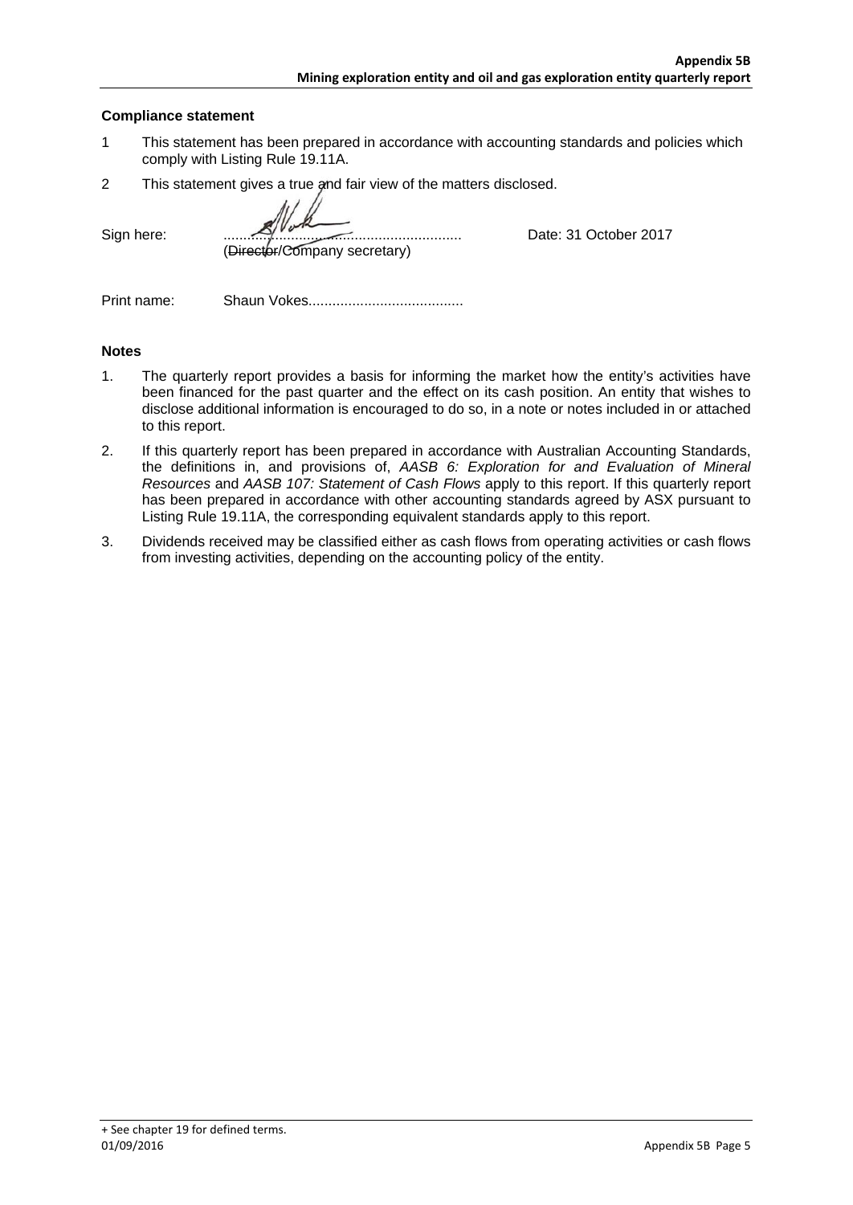**Compliance statement**

1 This statement has been prepared in accordance with accounting standards and policies which comply with Listing Rule 19.11A.

2 This statement gives a true and fair view of the matters disclosed.

Sign here: ............................................................ Date: 31 October 2017
(~~Director~~/Company secretary)

Print name: Shaun Vokes.......................................

**Notes**

1. The quarterly report provides a basis for informing the market how the entity's activities have been financed for the past quarter and the effect on its cash position. An entity that wishes to disclose additional information is encouraged to do so, in a note or notes included in or attached to this report.

2. If this quarterly report has been prepared in accordance with Australian Accounting Standards, the definitions in, and provisions of, *AASB 6: Exploration for and Evaluation of Mineral Resources* and *AASB 107: Statement of Cash Flows* apply to this report. If this quarterly report has been prepared in accordance with other accounting standards agreed by ASX pursuant to Listing Rule 19.11A, the corresponding equivalent standards apply to this report.

3. Dividends received may be classified either as cash flows from operating activities or cash flows from investing activities, depending on the accounting policy of the entity.